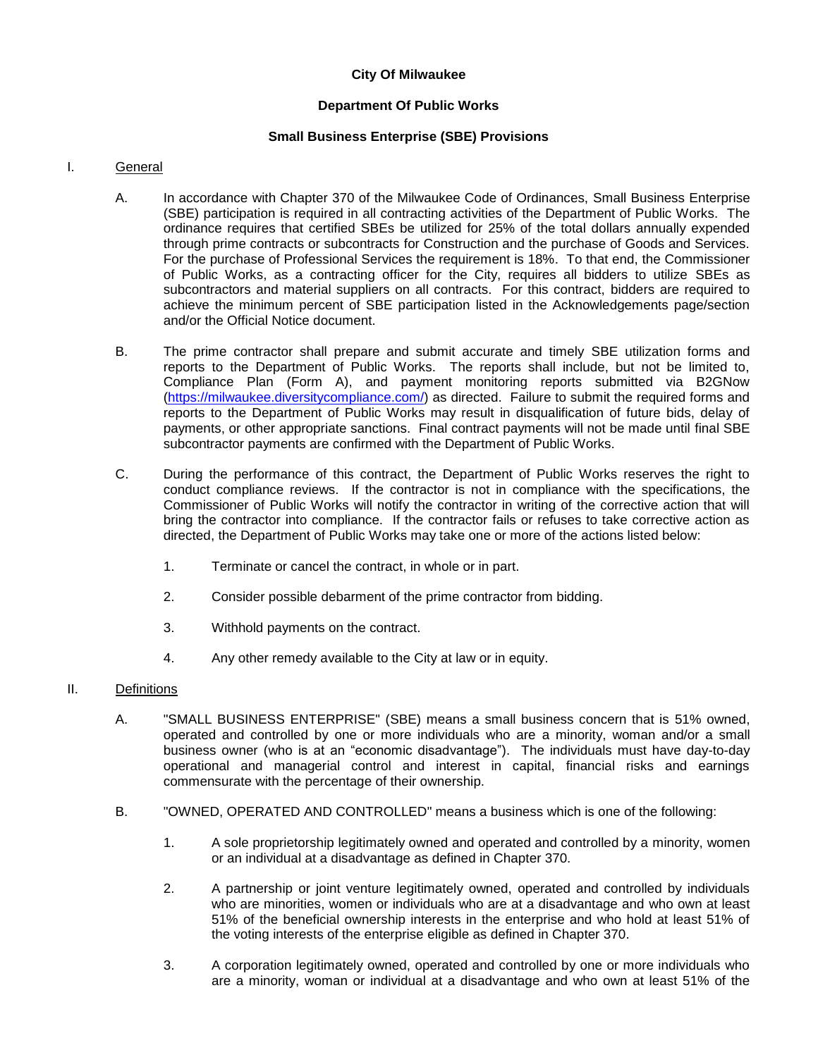**City Of Milwaukee**

**Department Of Public Works**

**Small Business Enterprise (SBE) Provisions**

I. General

A. In accordance with Chapter 370 of the Milwaukee Code of Ordinances, Small Business Enterprise (SBE) participation is required in all contracting activities of the Department of Public Works. The ordinance requires that certified SBEs be utilized for 25% of the total dollars annually expended through prime contracts or subcontracts for Construction and the purchase of Goods and Services. For the purchase of Professional Services the requirement is 18%. To that end, the Commissioner of Public Works, as a contracting officer for the City, requires all bidders to utilize SBEs as subcontractors and material suppliers on all contracts. For this contract, bidders are required to achieve the minimum percent of SBE participation listed in the Acknowledgements page/section and/or the Official Notice document.

B. The prime contractor shall prepare and submit accurate and timely SBE utilization forms and reports to the Department of Public Works. The reports shall include, but not be limited to, Compliance Plan (Form A), and payment monitoring reports submitted via B2GNow (https://milwaukee.diversitycompliance.com/) as directed. Failure to submit the required forms and reports to the Department of Public Works may result in disqualification of future bids, delay of payments, or other appropriate sanctions. Final contract payments will not be made until final SBE subcontractor payments are confirmed with the Department of Public Works.

C. During the performance of this contract, the Department of Public Works reserves the right to conduct compliance reviews. If the contractor is not in compliance with the specifications, the Commissioner of Public Works will notify the contractor in writing of the corrective action that will bring the contractor into compliance. If the contractor fails or refuses to take corrective action as directed, the Department of Public Works may take one or more of the actions listed below:

1. Terminate or cancel the contract, in whole or in part.

2. Consider possible debarment of the prime contractor from bidding.

3. Withhold payments on the contract.

4. Any other remedy available to the City at law or in equity.

II. Definitions

A. "SMALL BUSINESS ENTERPRISE" (SBE) means a small business concern that is 51% owned, operated and controlled by one or more individuals who are a minority, woman and/or a small business owner (who is at an "economic disadvantage"). The individuals must have day-to-day operational and managerial control and interest in capital, financial risks and earnings commensurate with the percentage of their ownership.

B. "OWNED, OPERATED AND CONTROLLED" means a business which is one of the following:

1. A sole proprietorship legitimately owned and operated and controlled by a minority, women or an individual at a disadvantage as defined in Chapter 370.

2. A partnership or joint venture legitimately owned, operated and controlled by individuals who are minorities, women or individuals who are at a disadvantage and who own at least 51% of the beneficial ownership interests in the enterprise and who hold at least 51% of the voting interests of the enterprise eligible as defined in Chapter 370.

3. A corporation legitimately owned, operated and controlled by one or more individuals who are a minority, woman or individual at a disadvantage and who own at least 51% of the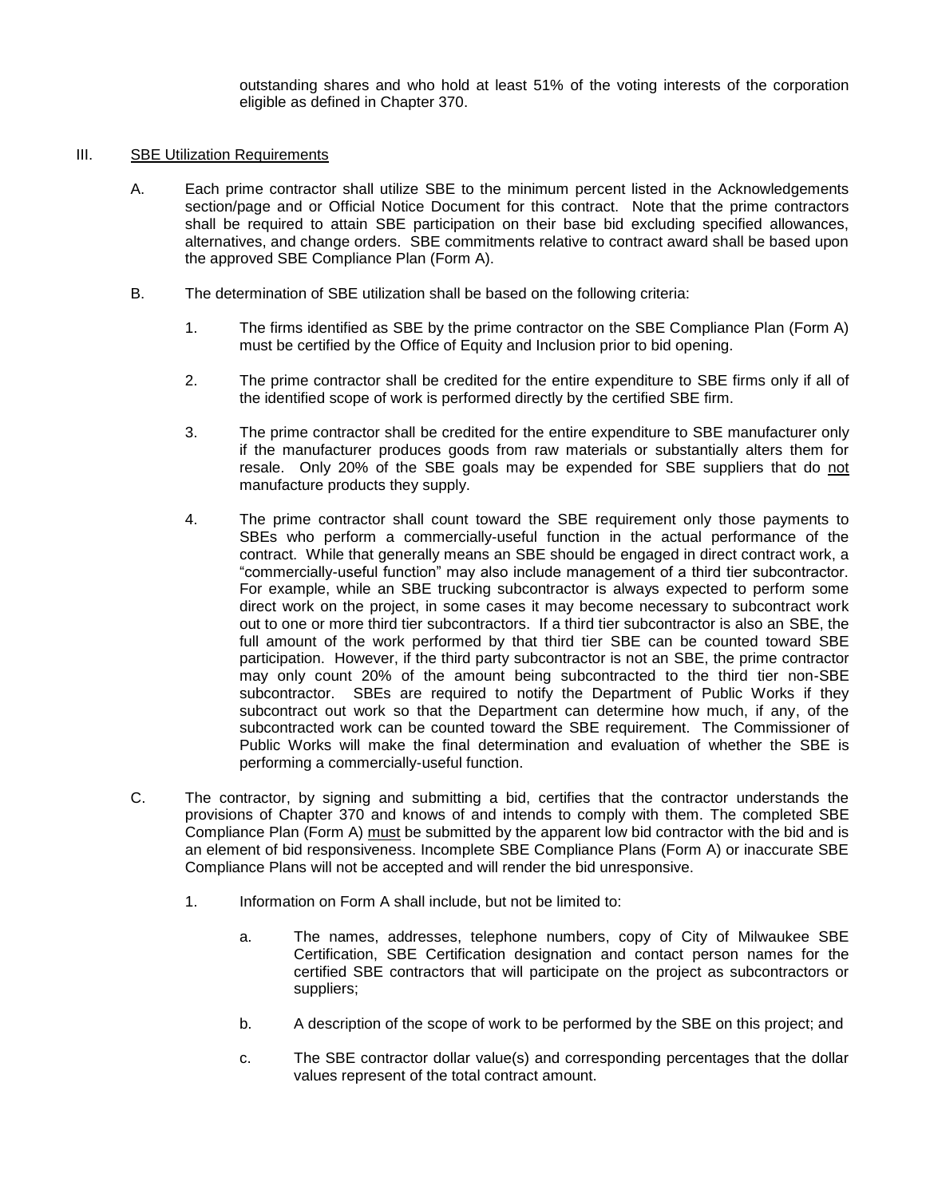outstanding shares and who hold at least 51% of the voting interests of the corporation eligible as defined in Chapter 370.

## III. SBE Utilization Requirements

A. Each prime contractor shall utilize SBE to the minimum percent listed in the Acknowledgements section/page and or Official Notice Document for this contract. Note that the prime contractors shall be required to attain SBE participation on their base bid excluding specified allowances, alternatives, and change orders. SBE commitments relative to contract award shall be based upon the approved SBE Compliance Plan (Form A).

B. The determination of SBE utilization shall be based on the following criteria:

1. The firms identified as SBE by the prime contractor on the SBE Compliance Plan (Form A) must be certified by the Office of Equity and Inclusion prior to bid opening.

2. The prime contractor shall be credited for the entire expenditure to SBE firms only if all of the identified scope of work is performed directly by the certified SBE firm.

3. The prime contractor shall be credited for the entire expenditure to SBE manufacturer only if the manufacturer produces goods from raw materials or substantially alters them for resale. Only 20% of the SBE goals may be expended for SBE suppliers that do not manufacture products they supply.

4. The prime contractor shall count toward the SBE requirement only those payments to SBEs who perform a commercially-useful function in the actual performance of the contract. While that generally means an SBE should be engaged in direct contract work, a "commercially-useful function" may also include management of a third tier subcontractor. For example, while an SBE trucking subcontractor is always expected to perform some direct work on the project, in some cases it may become necessary to subcontract work out to one or more third tier subcontractors. If a third tier subcontractor is also an SBE, the full amount of the work performed by that third tier SBE can be counted toward SBE participation. However, if the third party subcontractor is not an SBE, the prime contractor may only count 20% of the amount being subcontracted to the third tier non-SBE subcontractor. SBEs are required to notify the Department of Public Works if they subcontract out work so that the Department can determine how much, if any, of the subcontracted work can be counted toward the SBE requirement. The Commissioner of Public Works will make the final determination and evaluation of whether the SBE is performing a commercially-useful function.

C. The contractor, by signing and submitting a bid, certifies that the contractor understands the provisions of Chapter 370 and knows of and intends to comply with them. The completed SBE Compliance Plan (Form A) must be submitted by the apparent low bid contractor with the bid and is an element of bid responsiveness. Incomplete SBE Compliance Plans (Form A) or inaccurate SBE Compliance Plans will not be accepted and will render the bid unresponsive.

1. Information on Form A shall include, but not be limited to:

   a. The names, addresses, telephone numbers, copy of City of Milwaukee SBE Certification, SBE Certification designation and contact person names for the certified SBE contractors that will participate on the project as subcontractors or suppliers;

   b. A description of the scope of work to be performed by the SBE on this project; and

   c. The SBE contractor dollar value(s) and corresponding percentages that the dollar values represent of the total contract amount.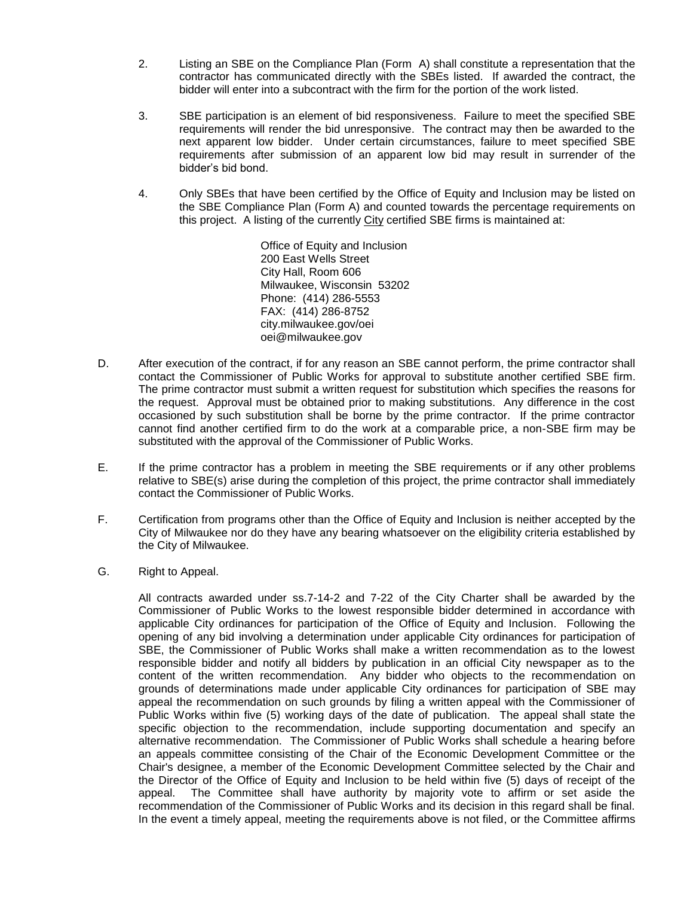2. Listing an SBE on the Compliance Plan (Form A) shall constitute a representation that the contractor has communicated directly with the SBEs listed. If awarded the contract, the bidder will enter into a subcontract with the firm for the portion of the work listed.

3. SBE participation is an element of bid responsiveness. Failure to meet the specified SBE requirements will render the bid unresponsive. The contract may then be awarded to the next apparent low bidder. Under certain circumstances, failure to meet specified SBE requirements after submission of an apparent low bid may result in surrender of the bidder's bid bond.

4. Only SBEs that have been certified by the Office of Equity and Inclusion may be listed on the SBE Compliance Plan (Form A) and counted towards the percentage requirements on this project. A listing of the currently City certified SBE firms is maintained at:

   Office of Equity and Inclusion
   200 East Wells Street
   City Hall, Room 606
   Milwaukee, Wisconsin 53202
   Phone: (414) 286-5553
   FAX: (414) 286-8752
   city.milwaukee.gov/oei
   oei@milwaukee.gov

D. After execution of the contract, if for any reason an SBE cannot perform, the prime contractor shall contact the Commissioner of Public Works for approval to substitute another certified SBE firm. The prime contractor must submit a written request for substitution which specifies the reasons for the request. Approval must be obtained prior to making substitutions. Any difference in the cost occasioned by such substitution shall be borne by the prime contractor. If the prime contractor cannot find another certified firm to do the work at a comparable price, a non-SBE firm may be substituted with the approval of the Commissioner of Public Works.

E. If the prime contractor has a problem in meeting the SBE requirements or if any other problems relative to SBE(s) arise during the completion of this project, the prime contractor shall immediately contact the Commissioner of Public Works.

F. Certification from programs other than the Office of Equity and Inclusion is neither accepted by the City of Milwaukee nor do they have any bearing whatsoever on the eligibility criteria established by the City of Milwaukee.

G. Right to Appeal.

   All contracts awarded under ss.7-14-2 and 7-22 of the City Charter shall be awarded by the Commissioner of Public Works to the lowest responsible bidder determined in accordance with applicable City ordinances for participation of the Office of Equity and Inclusion. Following the opening of any bid involving a determination under applicable City ordinances for participation of SBE, the Commissioner of Public Works shall make a written recommendation as to the lowest responsible bidder and notify all bidders by publication in an official City newspaper as to the content of the written recommendation. Any bidder who objects to the recommendation on grounds of determinations made under applicable City ordinances for participation of SBE may appeal the recommendation on such grounds by filing a written appeal with the Commissioner of Public Works within five (5) working days of the date of publication. The appeal shall state the specific objection to the recommendation, include supporting documentation and specify an alternative recommendation. The Commissioner of Public Works shall schedule a hearing before an appeals committee consisting of the Chair of the Economic Development Committee or the Chair's designee, a member of the Economic Development Committee selected by the Chair and the Director of the Office of Equity and Inclusion to be held within five (5) days of receipt of the appeal. The Committee shall have authority by majority vote to affirm or set aside the recommendation of the Commissioner of Public Works and its decision in this regard shall be final. In the event a timely appeal, meeting the requirements above is not filed, or the Committee affirms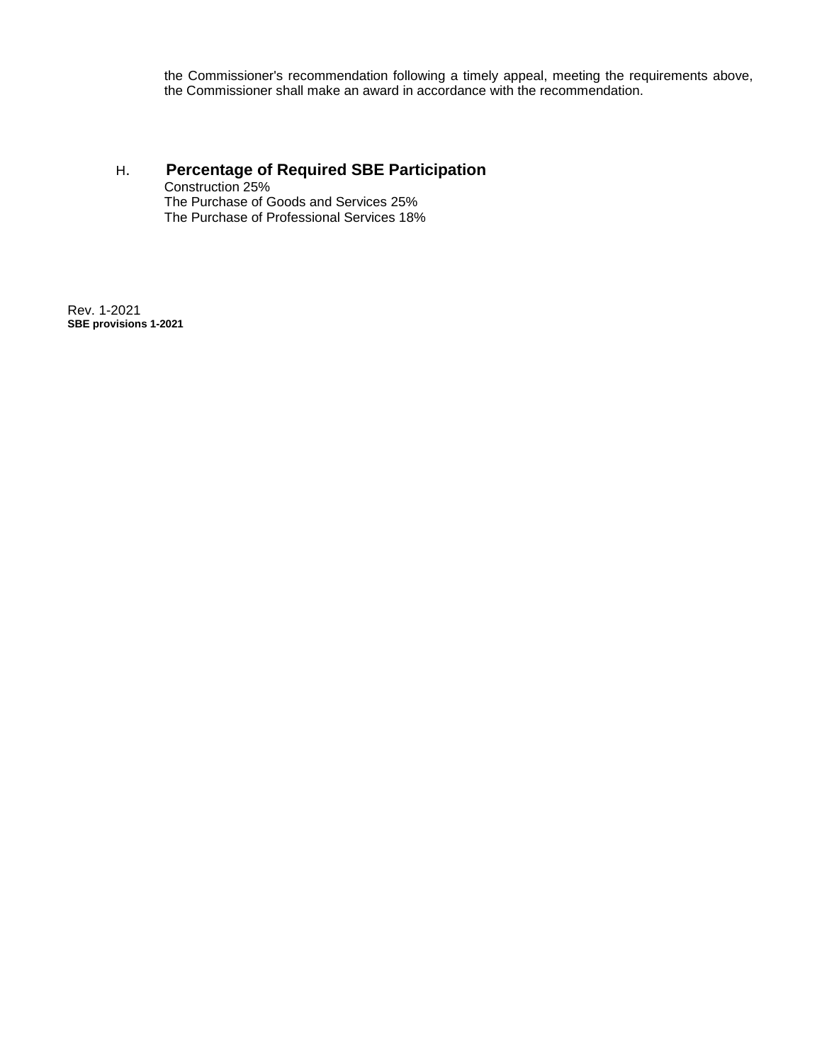the Commissioner's recommendation following a timely appeal, meeting the requirements above, the Commissioner shall make an award in accordance with the recommendation.

### H. Percentage of Required SBE Participation

Construction 25%
The Purchase of Goods and Services 25%
The Purchase of Professional Services 18%

Rev. 1-2021
**SBE provisions 1-2021**